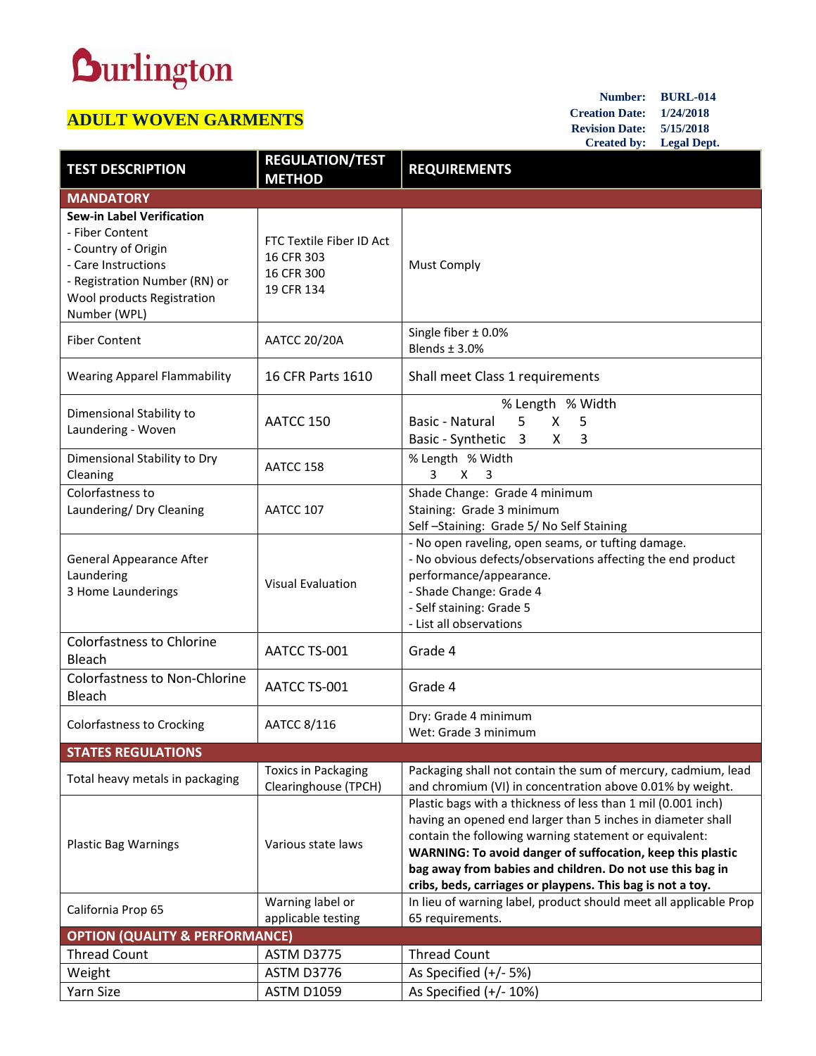# Burlington

## ADULT WOVEN GARMENTS

**Number:** BURL-014
**Creation Date:** 1/24/2018
**Revision Date:** 5/15/2018
**Created by:** Legal Dept.

| TEST DESCRIPTION | REGULATION/TEST METHOD | REQUIREMENTS |
|---|---|---|
| **MANDATORY** | | |
| **Sew-in Label Verification**<br>- Fiber Content<br>- Country of Origin<br>- Care Instructions<br>- Registration Number (RN) or Wool products Registration Number (WPL) | FTC Textile Fiber ID Act<br>16 CFR 303<br>16 CFR 300<br>19 CFR 134 | Must Comply |
| Fiber Content | AATCC 20/20A | Single fiber ± 0.0%<br>Blends ± 3.0% |
| Wearing Apparel Flammability | 16 CFR Parts 1610 | Shall meet Class 1 requirements |
| Dimensional Stability to Laundering - Woven | AATCC 150 | % Length % Width<br>Basic - Natural 5 X 5<br>Basic - Synthetic 3 X 3 |
| Dimensional Stability to Dry Cleaning | AATCC 158 | % Length % Width<br>3 X 3 |
| Colorfastness to Laundering/ Dry Cleaning | AATCC 107 | Shade Change: Grade 4 minimum<br>Staining: Grade 3 minimum<br>Self –Staining: Grade 5/ No Self Staining |
| General Appearance After Laundering<br>3 Home Launderings | Visual Evaluation | - No open raveling, open seams, or tufting damage.<br>- No obvious defects/observations affecting the end product performance/appearance.<br>- Shade Change: Grade 4<br>- Self staining: Grade 5<br>- List all observations |
| Colorfastness to Chlorine Bleach | AATCC TS-001 | Grade 4 |
| Colorfastness to Non-Chlorine Bleach | AATCC TS-001 | Grade 4 |
| Colorfastness to Crocking | AATCC 8/116 | Dry: Grade 4 minimum<br>Wet: Grade 3 minimum |
| **STATES REGULATIONS** | | |
| Total heavy metals in packaging | Toxics in Packaging Clearinghouse (TPCH) | Packaging shall not contain the sum of mercury, cadmium, lead and chromium (VI) in concentration above 0.01% by weight. |
| Plastic Bag Warnings | Various state laws | Plastic bags with a thickness of less than 1 mil (0.001 inch) having an opened end larger than 5 inches in diameter shall contain the following warning statement or equivalent:<br>**WARNING: To avoid danger of suffocation, keep this plastic bag away from babies and children. Do not use this bag in cribs, beds, carriages or playpens. This bag is not a toy.** |
| California Prop 65 | Warning label or applicable testing | In lieu of warning label, product should meet all applicable Prop 65 requirements. |
| **OPTION (QUALITY & PERFORMANCE)** | | |
| Thread Count | ASTM D3775 | Thread Count |
| Weight | ASTM D3776 | As Specified (+/- 5%) |
| Yarn Size | ASTM D1059 | As Specified (+/- 10%) |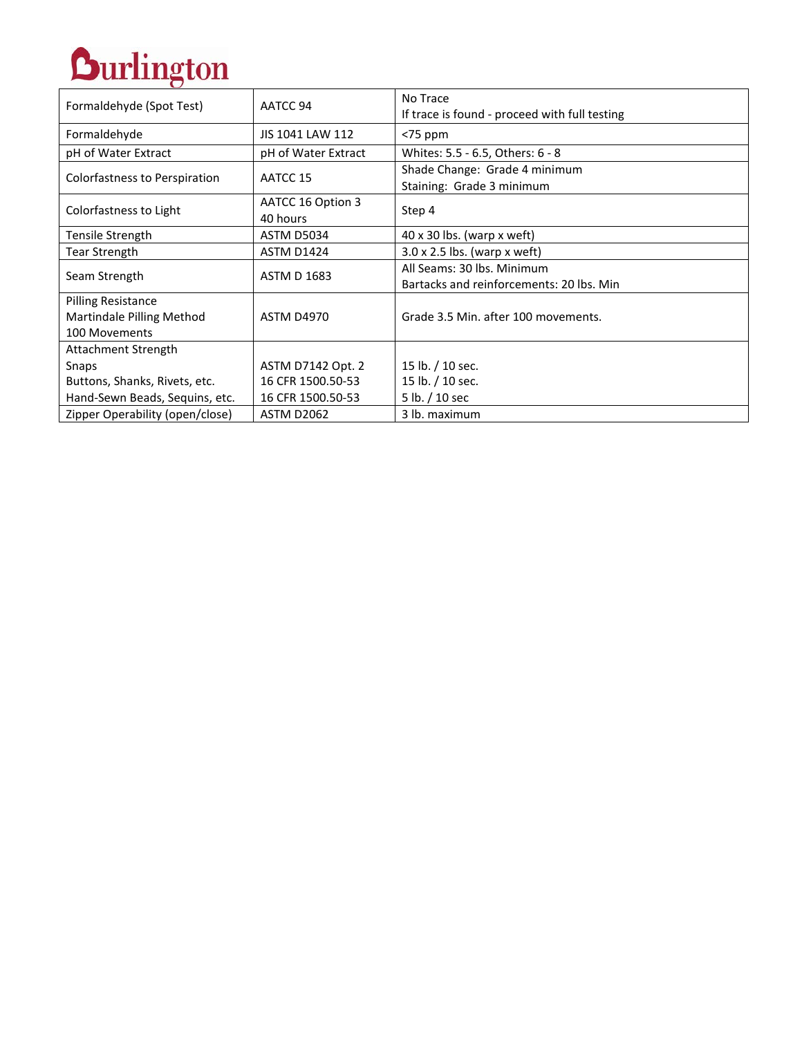| | | |
|---|---|---|
| Formaldehyde (Spot Test) | AATCC 94 | No Trace<br>If trace is found - proceed with full testing |
| Formaldehyde | JIS 1041 LAW 112 | <75 ppm |
| pH of Water Extract | pH of Water Extract | Whites: 5.5 - 6.5, Others: 6 - 8 |
| Colorfastness to Perspiration | AATCC 15 | Shade Change: Grade 4 minimum<br>Staining: Grade 3 minimum |
| Colorfastness to Light | AATCC 16 Option 3<br>40 hours | Step 4 |
| Tensile Strength | ASTM D5034 | 40 x 30 lbs. (warp x weft) |
| Tear Strength | ASTM D1424 | 3.0 x 2.5 lbs. (warp x weft) |
| Seam Strength | ASTM D 1683 | All Seams: 30 lbs. Minimum<br>Bartacks and reinforcements: 20 lbs. Min |
| Pilling Resistance<br>Martindale Pilling Method<br>100 Movements | ASTM D4970 | Grade 3.5 Min. after 100 movements. |
| Attachment Strength<br>Snaps<br>Buttons, Shanks, Rivets, etc.<br>Hand-Sewn Beads, Sequins, etc. | <br>ASTM D7142 Opt. 2<br>16 CFR 1500.50-53<br>16 CFR 1500.50-53 | <br>15 lb. / 10 sec.<br>15 lb. / 10 sec.<br>5 lb. / 10 sec |
| Zipper Operability (open/close) | ASTM D2062 | 3 lb. maximum |